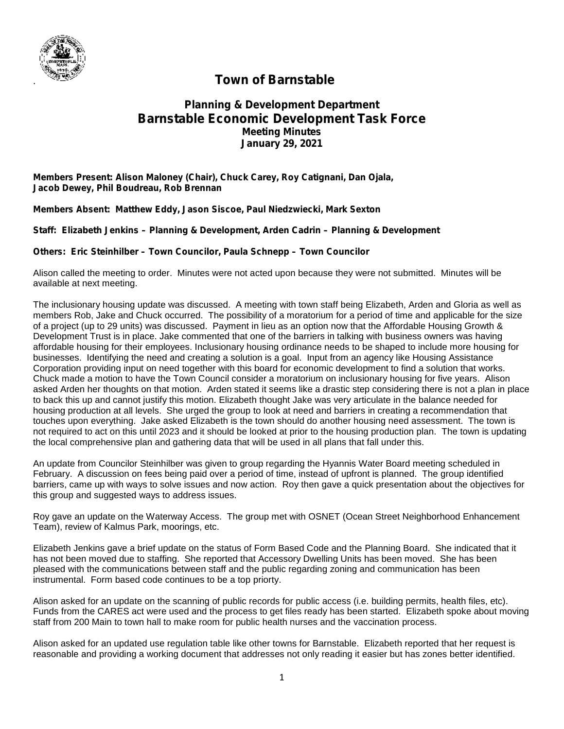# Town of Barnstable

## Planning & Development Department

## Barnstable Economic Development Task Force

### Meeting Minutes

### January 29, 2021

**Members Present: Alison Maloney (Chair), Chuck Carey, Roy Catignani, Dan Ojala, Jacob Dewey, Phil Boudreau, Rob Brennan**

**Members Absent: Matthew Eddy, Jason Siscoe, Paul Niedzwiecki, Mark Sexton**

**Staff: Elizabeth Jenkins – Planning & Development, Arden Cadrin – Planning & Development**

**Others: Eric Steinhilber – Town Councilor, Paula Schnepp – Town Councilor**

Alison called the meeting to order. Minutes were not acted upon because they were not submitted. Minutes will be available at next meeting.

The inclusionary housing update was discussed. A meeting with town staff being Elizabeth, Arden and Gloria as well as members Rob, Jake and Chuck occurred. The possibility of a moratorium for a period of time and applicable for the size of a project (up to 29 units) was discussed. Payment in lieu as an option now that the Affordable Housing Growth & Development Trust is in place. Jake commented that one of the barriers in talking with business owners was having affordable housing for their employees. Inclusionary housing ordinance needs to be shaped to include more housing for businesses. Identifying the need and creating a solution is a goal. Input from an agency like Housing Assistance Corporation providing input on need together with this board for economic development to find a solution that works. Chuck made a motion to have the Town Council consider a moratorium on inclusionary housing for five years. Alison asked Arden her thoughts on that motion. Arden stated it seems like a drastic step considering there is not a plan in place to back this up and cannot justify this motion. Elizabeth thought Jake was very articulate in the balance needed for housing production at all levels. She urged the group to look at need and barriers in creating a recommendation that touches upon everything. Jake asked Elizabeth is the town should do another housing need assessment. The town is not required to act on this until 2023 and it should be looked at prior to the housing production plan. The town is updating the local comprehensive plan and gathering data that will be used in all plans that fall under this.

An update from Councilor Steinhilber was given to group regarding the Hyannis Water Board meeting scheduled in February. A discussion on fees being paid over a period of time, instead of upfront is planned. The group identified barriers, came up with ways to solve issues and now action. Roy then gave a quick presentation about the objectives for this group and suggested ways to address issues.

Roy gave an update on the Waterway Access. The group met with OSNET (Ocean Street Neighborhood Enhancement Team), review of Kalmus Park, moorings, etc.

Elizabeth Jenkins gave a brief update on the status of Form Based Code and the Planning Board. She indicated that it has not been moved due to staffing. She reported that Accessory Dwelling Units has been moved. She has been pleased with the communications between staff and the public regarding zoning and communication has been instrumental. Form based code continues to be a top priorty.

Alison asked for an update on the scanning of public records for public access (i.e. building permits, health files, etc). Funds from the CARES act were used and the process to get files ready has been started. Elizabeth spoke about moving staff from 200 Main to town hall to make room for public health nurses and the vaccination process.

Alison asked for an updated use regulation table like other towns for Barnstable. Elizabeth reported that her request is reasonable and providing a working document that addresses not only reading it easier but has zones better identified.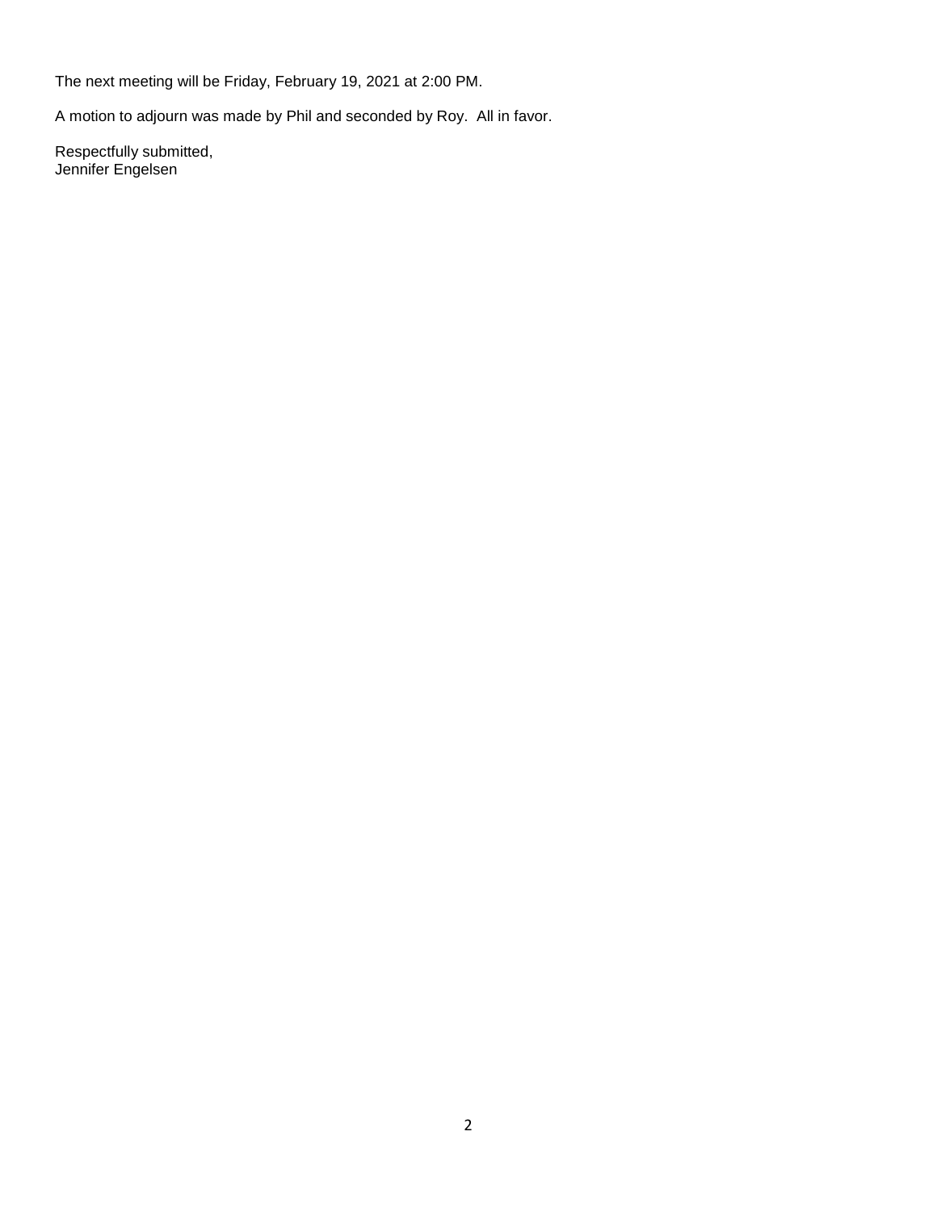The next meeting will be Friday, February 19, 2021 at 2:00 PM.

A motion to adjourn was made by Phil and seconded by Roy. All in favor.

Respectfully submitted,
Jennifer Engelsen